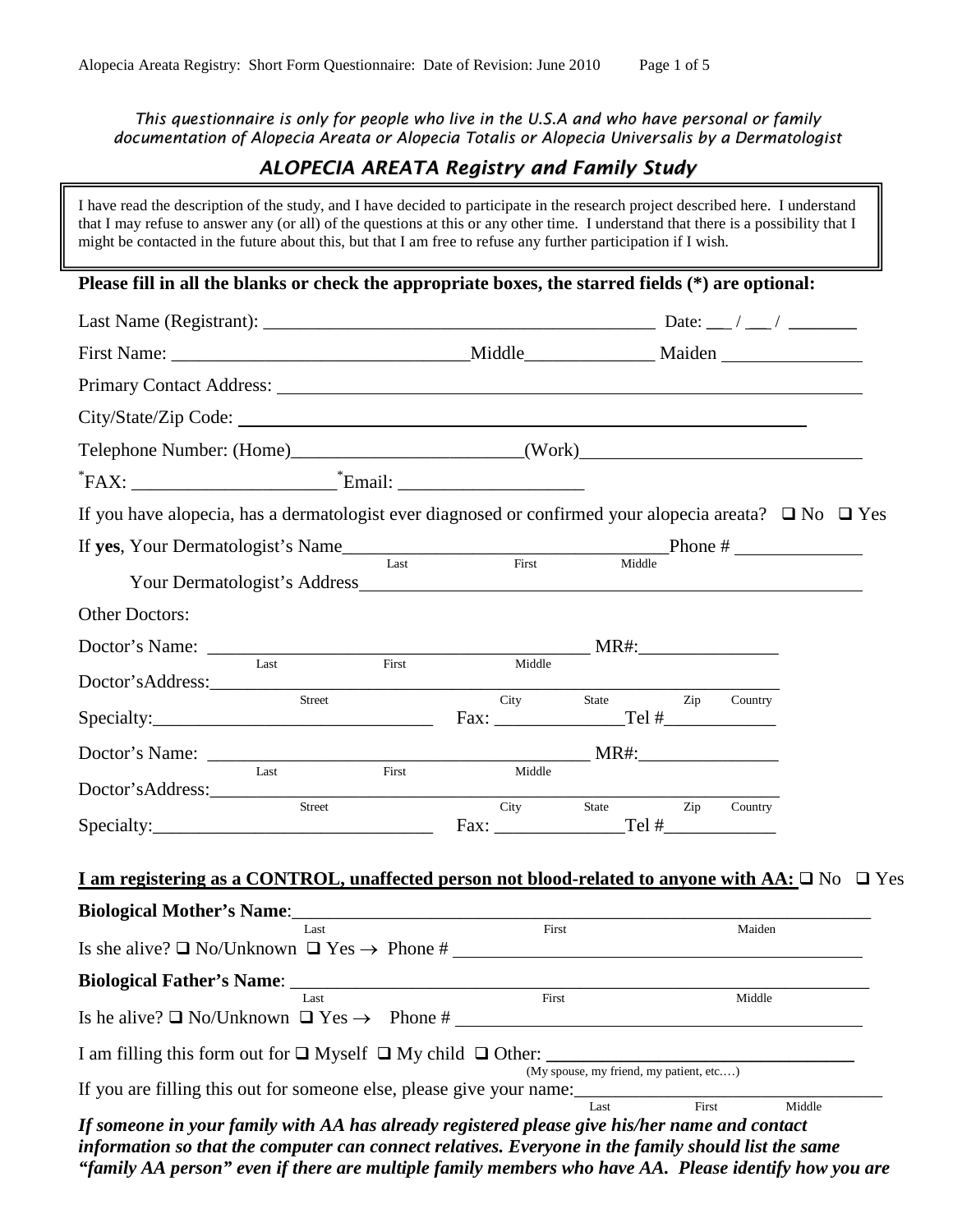*This questionnaire is only for people who live in the U.S.A and who have personal or family documentation of Alopecia Areata or Alopecia Totalis or Alopecia Universalis by a Dermatologist*

## *ALOPECIA AREATA Registry and Family Study*

I have read the description of the study, and I have decided to participate in the research project described here. I understand that I may refuse to answer any (or all) of the questions at this or any other time. I understand that there is a possibility that I might be contacted in the future about this, but that I am free to refuse any further participation if I wish.

**Please fill in all the blanks or check the appropriate boxes, the starred fields (*) are optional:**

Last Name (Registrant): ________________________________________ Date: ___ / ___ / _______

First Name: ______________________________ Middle_____________ Maiden _______________

Primary Contact Address: ______________________________________________________________

City/State/Zip Code: __________________________________________________________

Telephone Number: (Home)________________________(Work)____________________________

*FAX: ____________________ *Email: ___________________

If you have alopecia, has a dermatologist ever diagnosed or confirmed your alopecia areata? ❑ No ❑ Yes

If **yes**, Your Dermatologist's Name_________________________________Phone # ______________
(Last First Middle)

Your Dermatologist's Address_________________________________________________________

Other Doctors:

Doctor's Name: ________________________________________ MR#:_______________
(Last First Middle)

Doctor's Address:_____________________________________________________________
(Street City State Zip Country)

Specialty:_____________________________ Fax: _____________Tel #____________

Doctor's Name: ________________________________________ MR#:_______________
(Last First Middle)

Doctor's Address:_____________________________________________________________
(Street City State Zip Country)

Specialty:_____________________________ Fax: _____________Tel #____________

**I am registering as a CONTROL, unaffected person not blood-related to anyone with AA:** ❑ No ❑ Yes

**Biological Mother's Name**:______________________________________________________________
(Last First Maiden)

Is she alive? ❑ No/Unknown ❑ Yes → Phone # ____________________________________________

**Biological Father's Name**: ______________________________________________________________
(Last First Middle)

Is he alive? ❑ No/Unknown ❑ Yes → Phone # ____________________________________________

I am filling this form out for ❑ Myself ❑ My child ❑ Other: ________________________________
(My spouse, my friend, my patient, etc.…)

If you are filling this out for someone else, please give your name:_____________________________
(Last First Middle)

***If someone in your family with AA has already registered please give his/her name and contact information so that the computer can connect relatives. Everyone in the family should list the same "family AA person" even if there are multiple family members who have AA. Please identify how you are***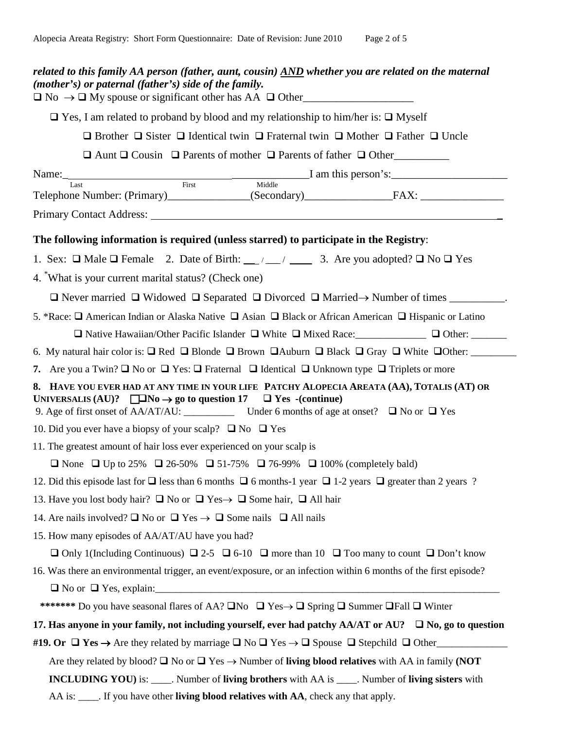***related to this family AA person (father, aunt, cousin) AND whether you are related on the maternal (mother's) or paternal (father's) side of the family.***

❑ No → ❑ My spouse or significant other has AA ❑ Other____________________

❑ Yes, I am related to proband by blood and my relationship to him/her is: ❑ Myself

❑ Brother ❑ Sister ❑ Identical twin ❑ Fraternal twin ❑ Mother ❑ Father ❑ Uncle

❑ Aunt ❑ Cousin ❑ Parents of mother ❑ Parents of father ❑ Other__________

Name:_____________________________ _____________ I am this person's:_____________________
Last First Middle

Telephone Number: (Primary)_______________(Secondary)________________FAX: _______________

Primary Contact Address: ______________________________________________________________

**The following information is required (unless starred) to participate in the Registry**:

1. Sex: ❑ Male ❑ Female 2. Date of Birth: __ / __ / ____ 3. Are you adopted? ❑ No ❑ Yes

4. *What is your current marital status? (Check one)

❑ Never married ❑ Widowed ❑ Separated ❑ Divorced ❑ Married→ Number of times __________.

5. *Race: ❑ American Indian or Alaska Native ❑ Asian ❑ Black or African American ❑ Hispanic or Latino

❑ Native Hawaiian/Other Pacific Islander ❑ White ❑ Mixed Race:______________ ❑ Other: _______

6. My natural hair color is: ❑ Red ❑ Blonde ❑ Brown ❑Auburn ❑ Black ❑ Gray ❑ White ❑Other: _________

**7.** Are you a Twin? ❑ No or ❑ Yes: ❑ Fraternal ❑ Identical ❑ Unknown type ❑ Triplets or more

**8. HAVE YOU EVER HAD AT ANY TIME IN YOUR LIFE PATCHY ALOPECIA AREATA (AA), TOTALIS (AT) OR UNIVERSALIS (AU)? ❑❑No → go to question 17 ❑ Yes -(continue)**

9. Age of first onset of AA/AT/AU: __________ Under 6 months of age at onset? ❑ No or ❑ Yes

10. Did you ever have a biopsy of your scalp? ❑ No ❑ Yes

11. The greatest amount of hair loss ever experienced on your scalp is

❑ None ❑ Up to 25% ❑ 26-50% ❑ 51-75% ❑ 76-99% ❑ 100% (completely bald)

12. Did this episode last for ❑ less than 6 months ❑ 6 months-1 year ❑ 1-2 years ❑ greater than 2 years ?

13. Have you lost body hair? ❑ No or ❑ Yes→ ❑ Some hair, ❑ All hair

14. Are nails involved? ❑ No or ❑ Yes → ❑ Some nails ❑ All nails

15. How many episodes of AA/AT/AU have you had?

❑ Only 1(Including Continuous) ❑ 2-5 ❑ 6-10 ❑ more than 10 ❑ Too many to count ❑ Don't know

16. Was there an environmental trigger, an event/exposure, or an infection within 6 months of the first episode?

❑ No or ❑ Yes, explain:_______________________________________________________________________

******* Do you have seasonal flares of AA? ❑No ❑ Yes→ ❑ Spring ❑ Summer ❑Fall ❑ Winter

**17. Has anyone in your family, not including yourself, ever had patchy AA/AT or AU? ❑ No, go to question #19. Or ❑ Yes →** Are they related by marriage ❑ No ❑ Yes → ❑ Spouse ❑ Stepchild ❑ Other______________

Are they related by blood? ❑ No or ❑ Yes → Number of **living blood relatives** with AA in family **(NOT INCLUDING YOU)** is: ____. Number of **living brothers** with AA is ____. Number of **living sisters** with AA is: ____. If you have other **living blood relatives with AA**, check any that apply.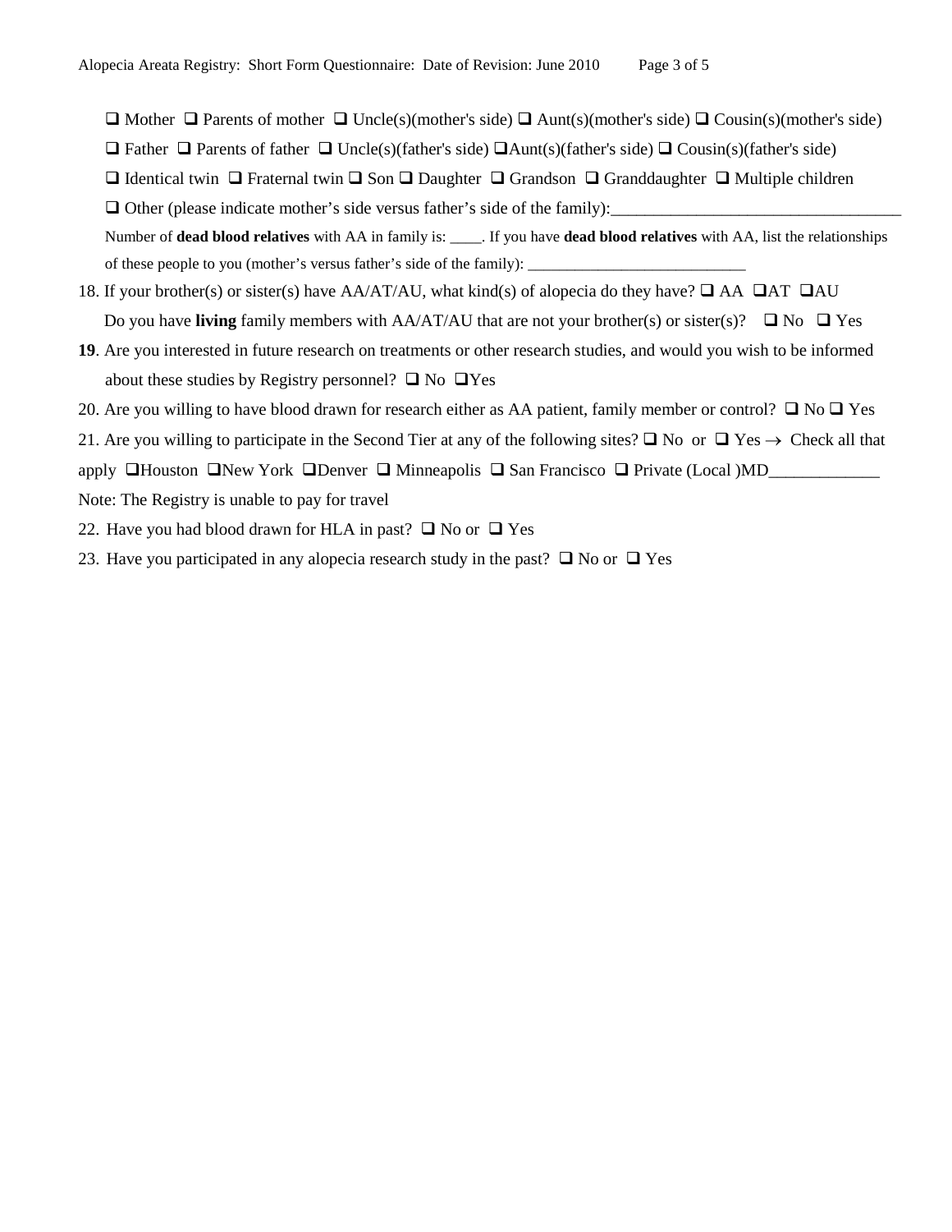❑ Mother ❑ Parents of mother ❑ Uncle(s)(mother's side) ❑ Aunt(s)(mother's side) ❑ Cousin(s)(mother's side)

❑ Father ❑ Parents of father ❑ Uncle(s)(father's side) ❑Aunt(s)(father's side) ❑ Cousin(s)(father's side)

❑ Identical twin ❑ Fraternal twin ❑ Son ❑ Daughter ❑ Grandson ❑ Granddaughter ❑ Multiple children

❑ Other (please indicate mother's side versus father's side of the family):________________________________

Number of **dead blood relatives** with AA in family is: ____. If you have **dead blood relatives** with AA, list the relationships of these people to you (mother's versus father's side of the family): ___________________________

18. If your brother(s) or sister(s) have AA/AT/AU, what kind(s) of alopecia do they have? ❑ AA ❑AT ❑AU

    Do you have **living** family members with AA/AT/AU that are not your brother(s) or sister(s)? ❑ No ❑ Yes

**19**. Are you interested in future research on treatments or other research studies, and would you wish to be informed about these studies by Registry personnel? ❑ No ❑Yes

20. Are you willing to have blood drawn for research either as AA patient, family member or control? ❑ No ❑ Yes

21. Are you willing to participate in the Second Tier at any of the following sites? ❑ No or ❑ Yes → Check all that apply ❑Houston ❑New York ❑Denver ❑ Minneapolis ❑ San Francisco ❑ Private (Local )MD_____________

Note: The Registry is unable to pay for travel

22. Have you had blood drawn for HLA in past? ❑ No or ❑ Yes

23. Have you participated in any alopecia research study in the past? ❑ No or ❑ Yes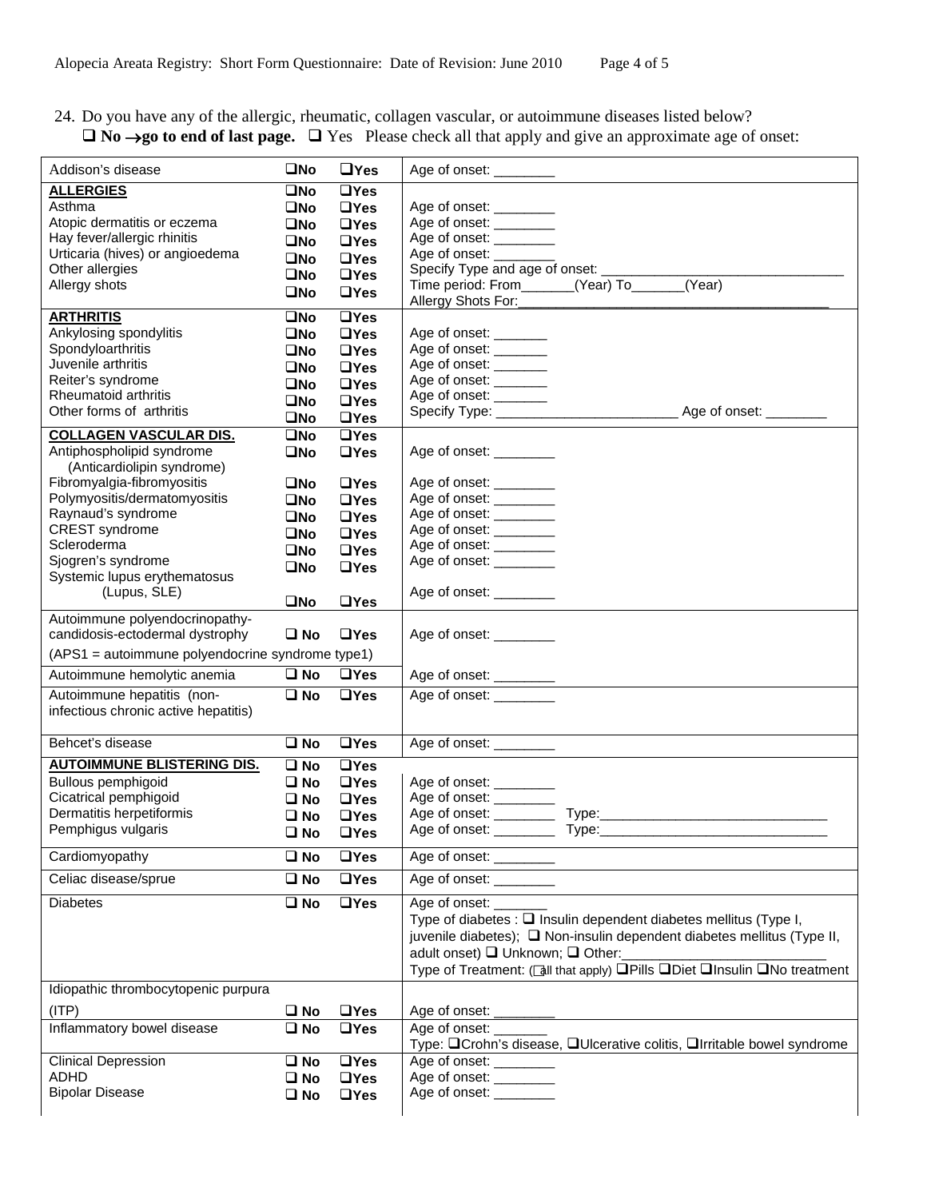24. Do you have any of the allergic, rheumatic, collagen vascular, or autoimmune diseases listed below?
**❑ No →go to end of last page.** ❑ Yes Please check all that apply and give an approximate age of onset:

| Condition | No | Yes | Details |
|---|---|---|---|
| Addison's disease | ❑No | ❑Yes | Age of onset: ________ |
| **ALLERGIES** | ❑No | ❑Yes | |
| Asthma | ❑No | ❑Yes | Age of onset: ________ |
| Atopic dermatitis or eczema | ❑No | ❑Yes | Age of onset: ________ |
| Hay fever/allergic rhinitis | ❑No | ❑Yes | Age of onset: ________ |
| Urticaria (hives) or angioedema | ❑No | ❑Yes | Age of onset: ________ |
| Other allergies | ❑No | ❑Yes | Specify Type and age of onset: ________________________________ |
| Allergy shots | ❑No | ❑Yes | Time period: From_______(Year) To_______(Year) Allergy Shots For:________________________________________ |
| **ARTHRITIS** | ❑No | ❑Yes | |
| Ankylosing spondylitis | ❑No | ❑Yes | Age of onset: _______ |
| Spondyloarthritis | ❑No | ❑Yes | Age of onset: _______ |
| Juvenile arthritis | ❑No | ❑Yes | Age of onset: _______ |
| Reiter's syndrome | ❑No | ❑Yes | Age of onset: _______ |
| Rheumatoid arthritis | ❑No | ❑Yes | Age of onset: _______ |
| Other forms of arthritis | ❑No | ❑Yes | Specify Type: ________________________ Age of onset: ________ |
| **COLLAGEN VASCULAR DIS.** | ❑No | ❑Yes | |
| Antiphospholipid syndrome (Anticardiolipin syndrome) | ❑No | ❑Yes | Age of onset: ________ |
| Fibromyalgia-fibromyositis | ❑No | ❑Yes | Age of onset: ________ |
| Polymyositis/dermatomyositis | ❑No | ❑Yes | Age of onset: ________ |
| Raynaud's syndrome | ❑No | ❑Yes | Age of onset: ________ |
| CREST syndrome | ❑No | ❑Yes | Age of onset: ________ |
| Scleroderma | ❑No | ❑Yes | Age of onset: ________ |
| Sjogren's syndrome | ❑No | ❑Yes | Age of onset: ________ |
| Systemic lupus erythematosus (Lupus, SLE) | ❑No | ❑Yes | Age of onset: ________ |
| Autoimmune polyendocrinopathy-candidosis-ectodermal dystrophy (APS1 = autoimmune polyendocrine syndrome type1) | ❑ No | ❑Yes | Age of onset: ________ |
| Autoimmune hemolytic anemia | ❑ No | ❑Yes | Age of onset: ________ |
| Autoimmune hepatitis (non-infectious chronic active hepatitis) | ❑ No | ❑Yes | Age of onset: ________ |
| Behcet's disease | ❑ No | ❑Yes | Age of onset: ________ |
| **AUTOIMMUNE BLISTERING DIS.** | ❑ No | ❑Yes | |
| Bullous pemphigoid | ❑ No | ❑Yes | Age of onset: ________ |
| Cicatrical pemphigoid | ❑ No | ❑Yes | Age of onset: ________ |
| Dermatitis herpetiformis | ❑ No | ❑Yes | Age of onset: ________ Type:______________________________ |
| Pemphigus vulgaris | ❑ No | ❑Yes | Age of onset: ________ Type:______________________________ |
| Cardiomyopathy | ❑ No | ❑Yes | Age of onset: ________ |
| Celiac disease/sprue | ❑ No | ❑Yes | Age of onset: ________ |
| Diabetes | ❑ No | ❑Yes | Age of onset: _______ Type of diabetes : ❑ Insulin dependent diabetes mellitus (Type I, juvenile diabetes); ❑ Non-insulin dependent diabetes mellitus (Type II, adult onset) ❑ Unknown; ❑ Other:___________________________ Type of Treatment: (all that apply) ❑Pills ❑Diet ❑Insulin ❑No treatment |
| Idiopathic thrombocytopenic purpura (ITP) | ❑ No | ❑Yes | Age of onset: ________ |
| Inflammatory bowel disease | ❑ No | ❑Yes | Age of onset: _______ Type: ❑Crohn's disease, ❑Ulcerative colitis, ❑Irritable bowel syndrome |
| Clinical Depression | ❑ No | ❑Yes | Age of onset: ________ |
| ADHD | ❑ No | ❑Yes | Age of onset: ________ |
| Bipolar Disease | ❑ No | ❑Yes | Age of onset: ________ |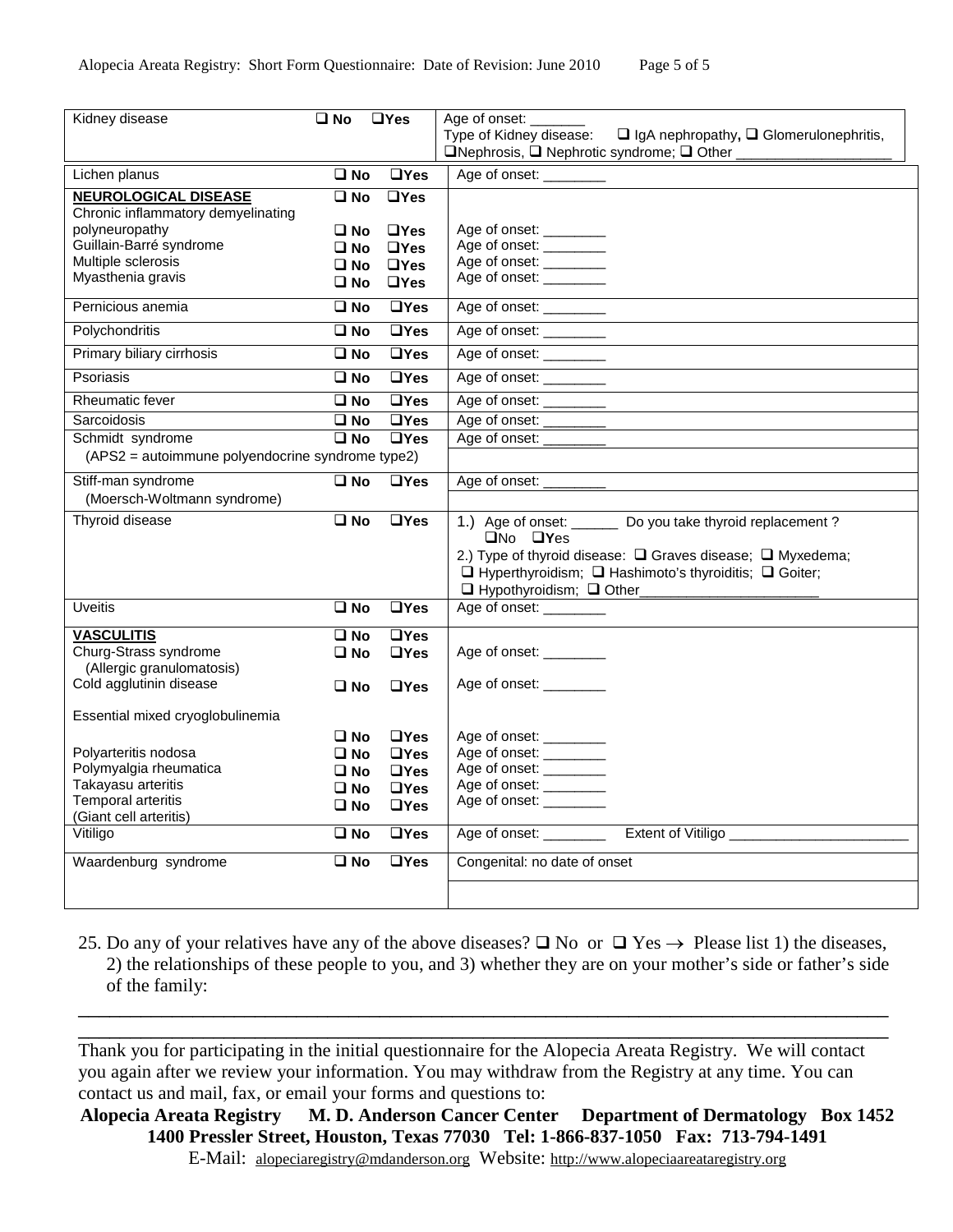| | | |
|---|---|---|
| Kidney disease | ❑ No ❑Yes | Age of onset: _______ Type of Kidney disease: ❑ IgA nephropathy, ❑ Glomerulonephritis, ❑Nephrosis, ❑ Nephrotic syndrome; ❑ Other ___________________ |
| Lichen planus | ❑ No ❑Yes | Age of onset: ________ |
| **NEUROLOGICAL DISEASE** | ❑ No ❑Yes | |
| Chronic inflammatory demyelinating polyneuropathy | ❑ No ❑Yes | Age of onset: ________ |
| Guillain-Barré syndrome | ❑ No ❑Yes | Age of onset: ________ |
| Multiple sclerosis | ❑ No ❑Yes | Age of onset: ________ |
| Myasthenia gravis | ❑ No ❑Yes | Age of onset: ________ |
| Pernicious anemia | ❑ No ❑Yes | Age of onset: ________ |
| Polychondritis | ❑ No ❑Yes | Age of onset: ________ |
| Primary biliary cirrhosis | ❑ No ❑Yes | Age of onset: ________ |
| Psoriasis | ❑ No ❑Yes | Age of onset: ________ |
| Rheumatic fever | ❑ No ❑Yes | Age of onset: ________ |
| Sarcoidosis | ❑ No ❑Yes | Age of onset: ________ |
| Schmidt syndrome (APS2 = autoimmune polyendocrine syndrome type2) | ❑ No ❑Yes | Age of onset: ________ |
| Stiff-man syndrome (Moersch-Woltmann syndrome) | ❑ No ❑Yes | Age of onset: ________ |
| Thyroid disease | ❑ No ❑Yes | 1.) Age of onset: ______ Do you take thyroid replacement ? ❑No ❑Yes<br>2.) Type of thyroid disease: ❑ Graves disease; ❑ Myxedema; ❑ Hyperthyroidism; ❑ Hashimoto's thyroiditis; ❑ Goiter; ❑ Hypothyroidism; ❑ Other______________________ |
| Uveitis | ❑ No ❑Yes | Age of onset: ________ |
| **VASCULITIS** | ❑ No ❑Yes | |
| Churg-Strass syndrome (Allergic granulomatosis) | ❑ No ❑Yes | Age of onset: ________ |
| Cold agglutinin disease | ❑ No ❑Yes | Age of onset: ________ |
| Essential mixed cryoglobulinemia | ❑ No ❑Yes | Age of onset: ________ |
| Polyarteritis nodosa | ❑ No ❑Yes | Age of onset: ________ |
| Polymyalgia rheumatica | ❑ No ❑Yes | Age of onset: ________ |
| Takayasu arteritis | ❑ No ❑Yes | Age of onset: ________ |
| Temporal arteritis (Giant cell arteritis) | ❑ No ❑Yes | Age of onset: ________ |
| Vitiligo | ❑ No ❑Yes | Age of onset: ________ Extent of Vitiligo _______________________ |
| Waardenburg syndrome | ❑ No ❑Yes | Congenital: no date of onset |

25. Do any of your relatives have any of the above diseases? ❑ No or ❑ Yes → Please list 1) the diseases, 2) the relationships of these people to you, and 3) whether they are on your mother's side or father's side of the family:

_____________________________________________________________________________________

_____________________________________________________________________________________

Thank you for participating in the initial questionnaire for the Alopecia Areata Registry. We will contact you again after we review your information. You may withdraw from the Registry at any time. You can contact us and mail, fax, or email your forms and questions to:

**Alopecia Areata Registry M. D. Anderson Cancer Center Department of Dermatology Box 1452 1400 Pressler Street, Houston, Texas 77030 Tel: 1-866-837-1050 Fax: 713-794-1491**

E-Mail: alopeciaregistry@mdanderson.org Website: http://www.alopeciaareataregistry.org